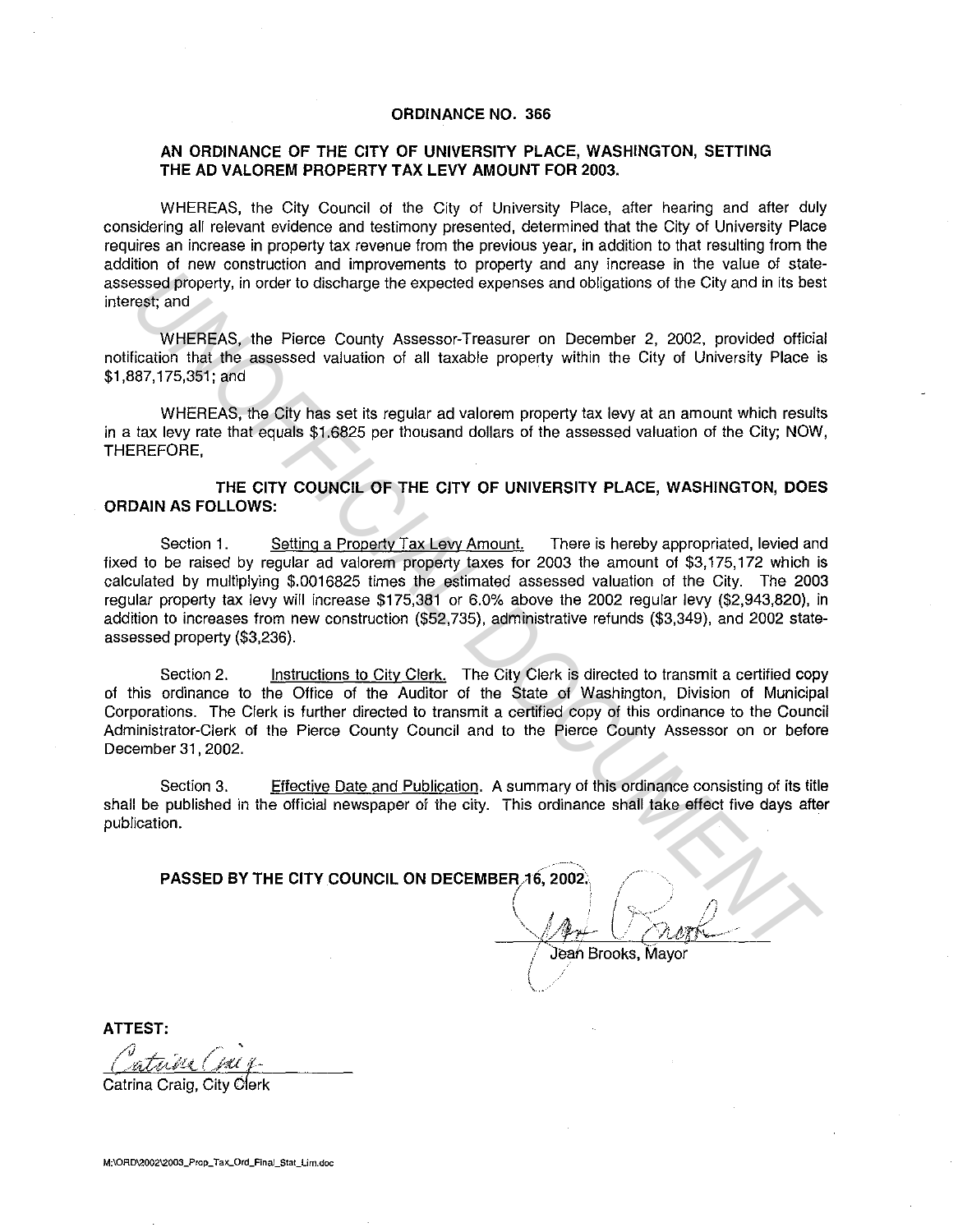**ORDINANCE NO. 366**

**AN ORDINANCE OF THE CITY OF UNIVERSITY PLACE, WASHINGTON, SETTING THE AD VALOREM PROPERTY TAX LEVY AMOUNT FOR 2003.**

WHEREAS, the City Council of the City of University Place, after hearing and after duly considering all relevant evidence and testimony presented, determined that the City of University Place requires an increase in property tax revenue from the previous year, in addition to that resulting from the addition of new construction and improvements to property and any increase in the value of state-assessed property, in order to discharge the expected expenses and obligations of the City and in its best interest; and

WHEREAS, the Pierce County Assessor-Treasurer on December 2, 2002, provided official notification that the assessed valuation of all taxable property within the City of University Place is $1,887,175,351; and

WHEREAS, the City has set its regular ad valorem property tax levy at an amount which results in a tax levy rate that equals $1.6825 per thousand dollars of the assessed valuation of the City; NOW, THEREFORE,

**THE CITY COUNCIL OF THE CITY OF UNIVERSITY PLACE, WASHINGTON, DOES ORDAIN AS FOLLOWS:**

Section 1. Setting a Property Tax Levy Amount. There is hereby appropriated, levied and fixed to be raised by regular ad valorem property taxes for 2003 the amount of $3,175,172 which is calculated by multiplying $.0016825 times the estimated assessed valuation of the City. The 2003 regular property tax levy will increase $175,381 or 6.0% above the 2002 regular levy ($2,943,820), in addition to increases from new construction ($52,735), administrative refunds ($3,349), and 2002 state-assessed property ($3,236).

Section 2. Instructions to City Clerk. The City Clerk is directed to transmit a certified copy of this ordinance to the Office of the Auditor of the State of Washington, Division of Municipal Corporations. The Clerk is further directed to transmit a certified copy of this ordinance to the Council Administrator-Clerk of the Pierce County Council and to the Pierce County Assessor on or before December 31, 2002.

Section 3. Effective Date and Publication. A summary of this ordinance consisting of its title shall be published in the official newspaper of the city. This ordinance shall take effect five days after publication.

**PASSED BY THE CITY COUNCIL ON DECEMBER 16, 2002.**

Jean Brooks, Mayor

**ATTEST:**

Catrina Craig, City Clerk

M:\ORD\2002\2003_Prop_Tax_Ord_Final_Stat_Lim.doc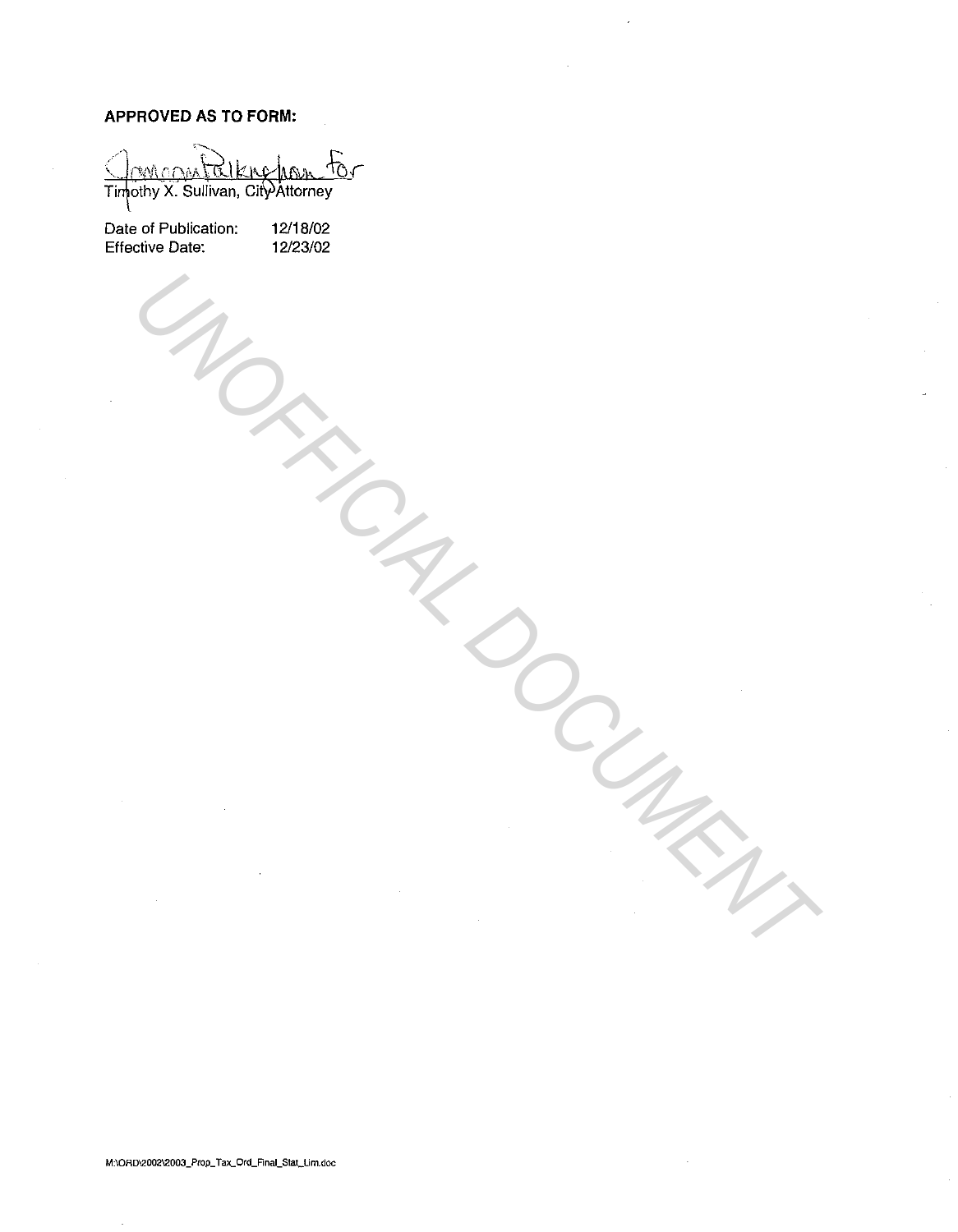**APPROVED AS TO FORM:**

Timothy X. Sullivan, City Attorney

| | |
|---|---|
| Date of Publication: | 12/18/02 |
| Effective Date: | 12/23/02 |

M:\ORD\2002\2003_Prop_Tax_Ord_Final_Stat_Lim.doc